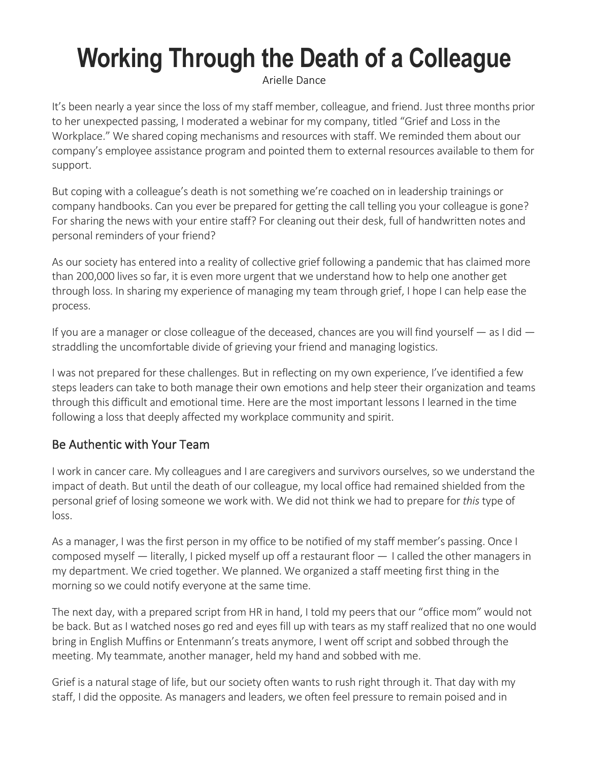# Working Through the Death of a Colleague

Arielle Dance

It's been nearly a year since the loss of my staff member, colleague, and friend. Just three months prior to her unexpected passing, I moderated a webinar for my company, titled "Grief and Loss in the Workplace." We shared coping mechanisms and resources with staff. We reminded them about our company's employee assistance program and pointed them to external resources available to them for support.

But coping with a colleague's death is not something we're coached on in leadership trainings or company handbooks. Can you ever be prepared for getting the call telling you your colleague is gone? For sharing the news with your entire staff? For cleaning out their desk, full of handwritten notes and personal reminders of your friend?

As our society has entered into a reality of collective grief following a pandemic that has claimed more than 200,000 lives so far, it is even more urgent that we understand how to help one another get through loss. In sharing my experience of managing my team through grief, I hope I can help ease the process.

If you are a manager or close colleague of the deceased, chances are you will find yourself — as I did — straddling the uncomfortable divide of grieving your friend and managing logistics.

I was not prepared for these challenges. But in reflecting on my own experience, I've identified a few steps leaders can take to both manage their own emotions and help steer their organization and teams through this difficult and emotional time. Here are the most important lessons I learned in the time following a loss that deeply affected my workplace community and spirit.

## Be Authentic with Your Team

I work in cancer care. My colleagues and I are caregivers and survivors ourselves, so we understand the impact of death. But until the death of our colleague, my local office had remained shielded from the personal grief of losing someone we work with. We did not think we had to prepare for *this* type of loss.

As a manager, I was the first person in my office to be notified of my staff member's passing. Once I composed myself — literally, I picked myself up off a restaurant floor — I called the other managers in my department. We cried together. We planned. We organized a staff meeting first thing in the morning so we could notify everyone at the same time.

The next day, with a prepared script from HR in hand, I told my peers that our "office mom" would not be back. But as I watched noses go red and eyes fill up with tears as my staff realized that no one would bring in English Muffins or Entenmann's treats anymore, I went off script and sobbed through the meeting. My teammate, another manager, held my hand and sobbed with me.

Grief is a natural stage of life, but our society often wants to rush right through it. That day with my staff, I did the opposite. As managers and leaders, we often feel pressure to remain poised and in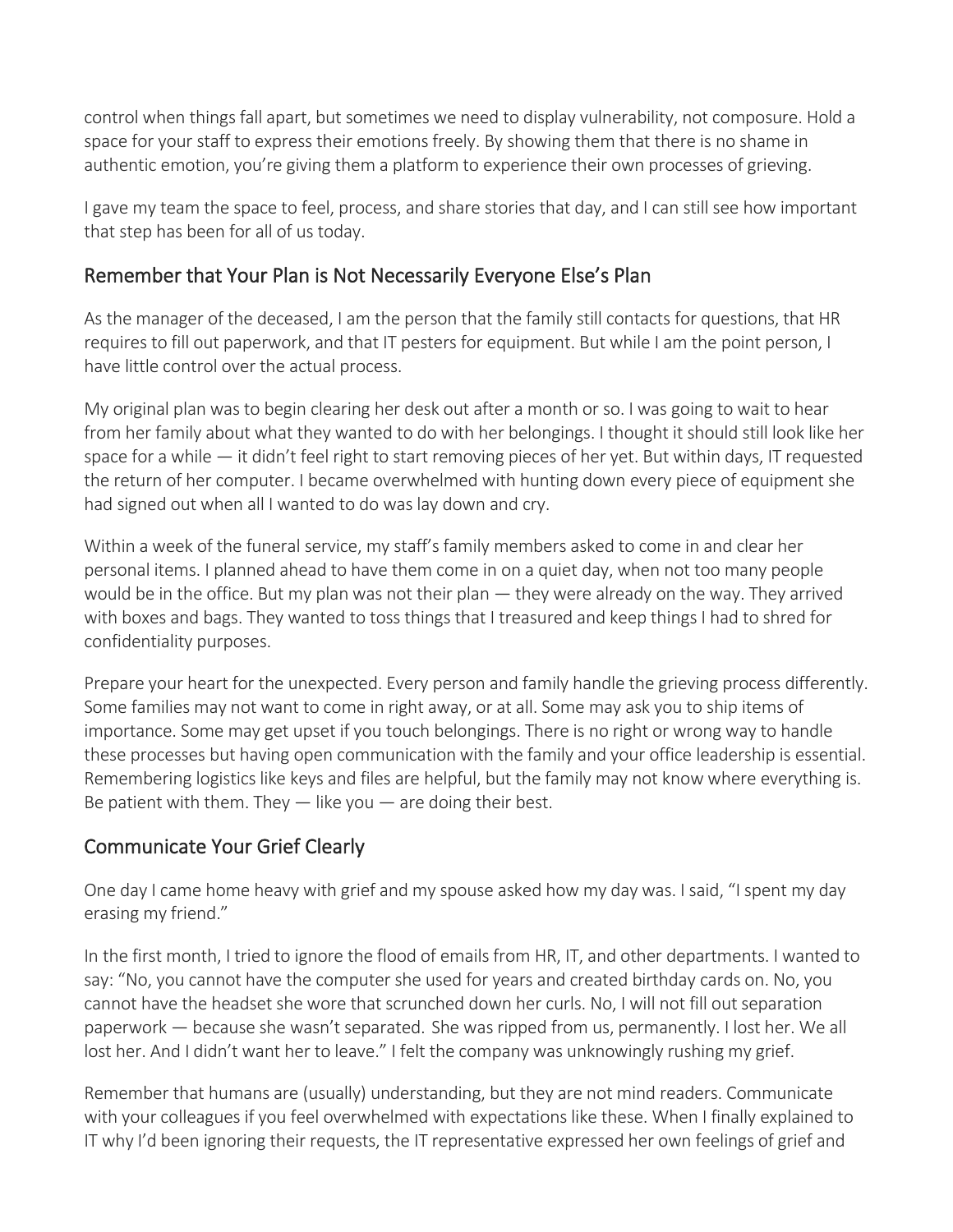control when things fall apart, but sometimes we need to display vulnerability, not composure. Hold a space for your staff to express their emotions freely. By showing them that there is no shame in authentic emotion, you're giving them a platform to experience their own processes of grieving.

I gave my team the space to feel, process, and share stories that day, and I can still see how important that step has been for all of us today.

## Remember that Your Plan is Not Necessarily Everyone Else's Plan

As the manager of the deceased, I am the person that the family still contacts for questions, that HR requires to fill out paperwork, and that IT pesters for equipment. But while I am the point person, I have little control over the actual process.

My original plan was to begin clearing her desk out after a month or so. I was going to wait to hear from her family about what they wanted to do with her belongings. I thought it should still look like her space for a while — it didn't feel right to start removing pieces of her yet. But within days, IT requested the return of her computer. I became overwhelmed with hunting down every piece of equipment she had signed out when all I wanted to do was lay down and cry.

Within a week of the funeral service, my staff's family members asked to come in and clear her personal items. I planned ahead to have them come in on a quiet day, when not too many people would be in the office. But my plan was not their plan — they were already on the way. They arrived with boxes and bags. They wanted to toss things that I treasured and keep things I had to shred for confidentiality purposes.

Prepare your heart for the unexpected. Every person and family handle the grieving process differently. Some families may not want to come in right away, or at all. Some may ask you to ship items of importance. Some may get upset if you touch belongings. There is no right or wrong way to handle these processes but having open communication with the family and your office leadership is essential. Remembering logistics like keys and files are helpful, but the family may not know where everything is. Be patient with them. They — like you — are doing their best.

## Communicate Your Grief Clearly

One day I came home heavy with grief and my spouse asked how my day was. I said, "I spent my day erasing my friend."

In the first month, I tried to ignore the flood of emails from HR, IT, and other departments. I wanted to say: "No, you cannot have the computer she used for years and created birthday cards on. No, you cannot have the headset she wore that scrunched down her curls. No, I will not fill out separation paperwork — because she wasn't separated. She was ripped from us, permanently. I lost her. We all lost her. And I didn't want her to leave." I felt the company was unknowingly rushing my grief.

Remember that humans are (usually) understanding, but they are not mind readers. Communicate with your colleagues if you feel overwhelmed with expectations like these. When I finally explained to IT why I'd been ignoring their requests, the IT representative expressed her own feelings of grief and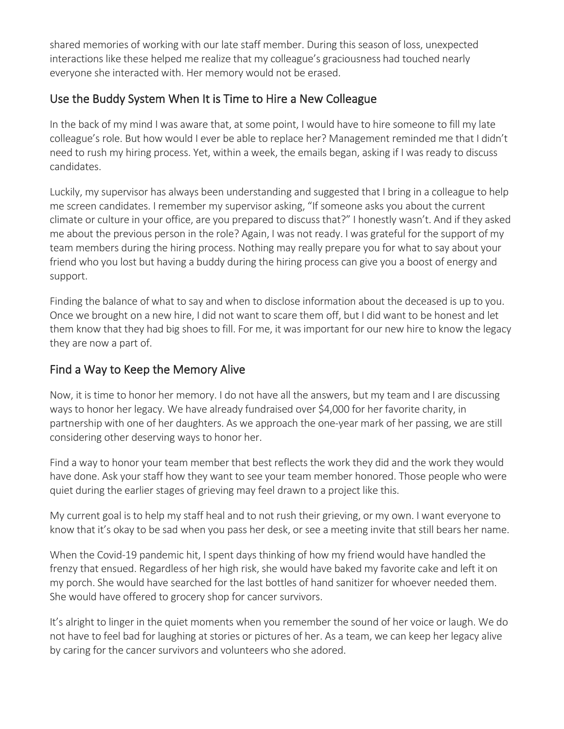shared memories of working with our late staff member. During this season of loss, unexpected interactions like these helped me realize that my colleague's graciousness had touched nearly everyone she interacted with. Her memory would not be erased.

## Use the Buddy System When It is Time to Hire a New Colleague

In the back of my mind I was aware that, at some point, I would have to hire someone to fill my late colleague's role. But how would I ever be able to replace her? Management reminded me that I didn't need to rush my hiring process. Yet, within a week, the emails began, asking if I was ready to discuss candidates.

Luckily, my supervisor has always been understanding and suggested that I bring in a colleague to help me screen candidates. I remember my supervisor asking, "If someone asks you about the current climate or culture in your office, are you prepared to discuss that?" I honestly wasn't. And if they asked me about the previous person in the role? Again, I was not ready. I was grateful for the support of my team members during the hiring process. Nothing may really prepare you for what to say about your friend who you lost but having a buddy during the hiring process can give you a boost of energy and support.

Finding the balance of what to say and when to disclose information about the deceased is up to you. Once we brought on a new hire, I did not want to scare them off, but I did want to be honest and let them know that they had big shoes to fill. For me, it was important for our new hire to know the legacy they are now a part of.

## Find a Way to Keep the Memory Alive

Now, it is time to honor her memory. I do not have all the answers, but my team and I are discussing ways to honor her legacy. We have already fundraised over $4,000 for her favorite charity, in partnership with one of her daughters. As we approach the one-year mark of her passing, we are still considering other deserving ways to honor her.

Find a way to honor your team member that best reflects the work they did and the work they would have done. Ask your staff how they want to see your team member honored. Those people who were quiet during the earlier stages of grieving may feel drawn to a project like this.

My current goal is to help my staff heal and to not rush their grieving, or my own. I want everyone to know that it's okay to be sad when you pass her desk, or see a meeting invite that still bears her name.

When the Covid-19 pandemic hit, I spent days thinking of how my friend would have handled the frenzy that ensued. Regardless of her high risk, she would have baked my favorite cake and left it on my porch. She would have searched for the last bottles of hand sanitizer for whoever needed them. She would have offered to grocery shop for cancer survivors.

It's alright to linger in the quiet moments when you remember the sound of her voice or laugh. We do not have to feel bad for laughing at stories or pictures of her. As a team, we can keep her legacy alive by caring for the cancer survivors and volunteers who she adored.